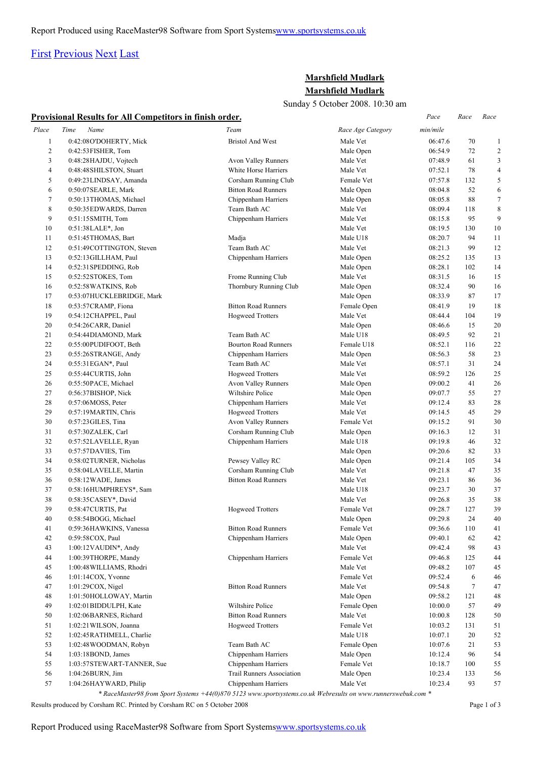Report Produced using RaceMaster98 Software from Sport Systems[www.sportsystems.co.uk](http://www.sportsystems.co.uk)

First Previous Next Last

## Marshfield Mudlark

## Marshfield Mudlark

Sunday 5 October 2008. 10:30 am

**Provisional Results for All Competitors in finish order.**

| Place | Time | Name | Team | Race Age Category | Pace min/mile | Race | Race |
|---|---|---|---|---|---|---|---|
| 1 | 0:42:08 | O'DOHERTY, Mick | Bristol And West | Male Vet | 06:47.6 | 70 | 1 |
| 2 | 0:42:53 | FISHER, Tom | | Male Open | 06:54.9 | 72 | 2 |
| 3 | 0:48:28 | HAJDU, Vojtech | Avon Valley Runners | Male Vet | 07:48.9 | 61 | 3 |
| 4 | 0:48:48 | SHILSTON, Stuart | White Horse Harriers | Male Vet | 07:52.1 | 78 | 4 |
| 5 | 0:49:23 | LINDSAY, Amanda | Corsham Running Club | Female Vet | 07:57.8 | 132 | 5 |
| 6 | 0:50:07 | SEARLE, Mark | Bitton Road Runners | Male Open | 08:04.8 | 52 | 6 |
| 7 | 0:50:13 | THOMAS, Michael | Chippenham Harriers | Male Open | 08:05.8 | 88 | 7 |
| 8 | 0:50:35 | EDWARDS, Darren | Team Bath AC | Male Vet | 08:09.4 | 118 | 8 |
| 9 | 0:51:15 | SMITH, Tom | Chippenham Harriers | Male Vet | 08:15.8 | 95 | 9 |
| 10 | 0:51:38 | LALE*, Jon | | Male Vet | 08:19.5 | 130 | 10 |
| 11 | 0:51:45 | THOMAS, Bart | Madja | Male U18 | 08:20.7 | 94 | 11 |
| 12 | 0:51:49 | COTTINGTON, Steven | Team Bath AC | Male Vet | 08:21.3 | 99 | 12 |
| 13 | 0:52:13 | GILLHAM, Paul | Chippenham Harriers | Male Open | 08:25.2 | 135 | 13 |
| 14 | 0:52:31 | SPEDDING, Rob | | Male Open | 08:28.1 | 102 | 14 |
| 15 | 0:52:52 | STOKES, Tom | Frome Running Club | Male Vet | 08:31.5 | 16 | 15 |
| 16 | 0:52:58 | WATKINS, Rob | Thornbury Running Club | Male Open | 08:32.4 | 90 | 16 |
| 17 | 0:53:07 | HUCKLEBRIDGE, Mark | | Male Open | 08:33.9 | 87 | 17 |
| 18 | 0:53:57 | CRAMP, Fiona | Bitton Road Runners | Female Open | 08:41.9 | 19 | 18 |
| 19 | 0:54:12 | CHAPPEL, Paul | Hogweed Trotters | Male Vet | 08:44.4 | 104 | 19 |
| 20 | 0:54:26 | CARR, Daniel | | Male Open | 08:46.6 | 15 | 20 |
| 21 | 0:54:44 | DIAMOND, Mark | Team Bath AC | Male U18 | 08:49.5 | 92 | 21 |
| 22 | 0:55:00 | PUDIFOOT, Beth | Bourton Road Runners | Female U18 | 08:52.1 | 116 | 22 |
| 23 | 0:55:26 | STRANGE, Andy | Chippenham Harriers | Male Open | 08:56.3 | 58 | 23 |
| 24 | 0:55:31 | EGAN*, Paul | Team Bath AC | Male Vet | 08:57.1 | 31 | 24 |
| 25 | 0:55:44 | CURTIS, John | Hogweed Trotters | Male Vet | 08:59.2 | 126 | 25 |
| 26 | 0:55:50 | PACE, Michael | Avon Valley Runners | Male Open | 09:00.2 | 41 | 26 |
| 27 | 0:56:37 | BISHOP, Nick | Wiltshire Police | Male Open | 09:07.7 | 55 | 27 |
| 28 | 0:57:06 | MOSS, Peter | Chippenham Harriers | Male Vet | 09:12.4 | 83 | 28 |
| 29 | 0:57:19 | MARTIN, Chris | Hogweed Trotters | Male Vet | 09:14.5 | 45 | 29 |
| 30 | 0:57:23 | GILES, Tina | Avon Valley Runners | Female Vet | 09:15.2 | 91 | 30 |
| 31 | 0:57:30 | ZALEK, Carl | Corsham Running Club | Male Open | 09:16.3 | 12 | 31 |
| 32 | 0:57:52 | LAVELLE, Ryan | Chippenham Harriers | Male U18 | 09:19.8 | 46 | 32 |
| 33 | 0:57:57 | DAVIES, Tim | | Male Open | 09:20.6 | 82 | 33 |
| 34 | 0:58:02 | TURNER, Nicholas | Pewsey Valley RC | Male Open | 09:21.4 | 105 | 34 |
| 35 | 0:58:04 | LAVELLE, Martin | Corsham Running Club | Male Vet | 09:21.8 | 47 | 35 |
| 36 | 0:58:12 | WADE, James | Bitton Road Runners | Male Vet | 09:23.1 | 86 | 36 |
| 37 | 0:58:16 | HUMPHREYS*, Sam | | Male U18 | 09:23.7 | 30 | 37 |
| 38 | 0:58:35 | CASEY*, David | | Male Vet | 09:26.8 | 35 | 38 |
| 39 | 0:58:47 | CURTIS, Pat | Hogweed Trotters | Female Vet | 09:28.7 | 127 | 39 |
| 40 | 0:58:54 | BOGG, Michael | | Male Open | 09:29.8 | 24 | 40 |
| 41 | 0:59:36 | HAWKINS, Vanessa | Bitton Road Runners | Female Vet | 09:36.6 | 110 | 41 |
| 42 | 0:59:58 | COX, Paul | Chippenham Harriers | Male Open | 09:40.1 | 62 | 42 |
| 43 | 1:00:12 | VAUDIN*, Andy | | Male Vet | 09:42.4 | 98 | 43 |
| 44 | 1:00:39 | THORPE, Mandy | Chippenham Harriers | Female Vet | 09:46.8 | 125 | 44 |
| 45 | 1:00:48 | WILLIAMS, Rhodri | | Male Vet | 09:48.2 | 107 | 45 |
| 46 | 1:01:14 | COX, Yvonne | | Female Vet | 09:52.4 | 6 | 46 |
| 47 | 1:01:29 | COX, Nigel | Bitton Road Runners | Male Vet | 09:54.8 | 7 | 47 |
| 48 | 1:01:50 | HOLLOWAY, Martin | | Male Open | 09:58.2 | 121 | 48 |
| 49 | 1:02:01 | BIDDULPH, Kate | Wiltshire Police | Female Open | 10:00.0 | 57 | 49 |
| 50 | 1:02:06 | BARNES, Richard | Bitton Road Runners | Male Vet | 10:00.8 | 128 | 50 |
| 51 | 1:02:21 | WILSON, Joanna | Hogweed Trotters | Female Vet | 10:03.2 | 131 | 51 |
| 52 | 1:02:45 | RATHMELL, Charlie | | Male U18 | 10:07.1 | 20 | 52 |
| 53 | 1:02:48 | WOODMAN, Robyn | Team Bath AC | Female Open | 10:07.6 | 21 | 53 |
| 54 | 1:03:18 | BOND, James | Chippenham Harriers | Male Open | 10:12.4 | 96 | 54 |
| 55 | 1:03:57 | STEWART-TANNER, Sue | Chippenham Harriers | Female Vet | 10:18.7 | 100 | 55 |
| 56 | 1:04:26 | BURN, Jim | Trail Runners Association | Male Open | 10:23.4 | 133 | 56 |
| 57 | 1:04:26 | HAYWARD, Philip | Chippenham Harriers | Male Vet | 10:23.4 | 93 | 57 |

*\* RaceMaster98 from Sport Systems +44(0)870 5123 www.sportsystems.co.uk Webresults on www.runnerswebuk.com \**

Results produced by Corsham RC. Printed by Corsham RC on 5 October 2008

Report Produced using RaceMaster98 Software from Sport Systems[www.sportsystems.co.uk](http://www.sportsystems.co.uk)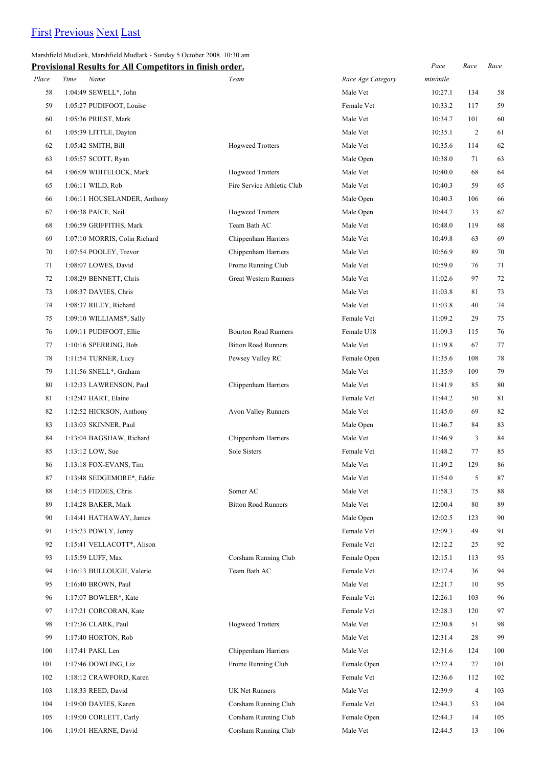[First](#) [Previous](#) [Next](#) [Last](#)

Marshfield Mudlark, Marshfield Mudlark - Sunday 5 October 2008. 10:30 am

**Provisional Results for All Competitors in finish order.**

| Place | Time | Name | Team | Race Age Category | Pace min/mile | Race | Race |
|---|---|---|---|---|---|---|---|
| 58 | 1:04:49 | SEWELL*, John | | Male Vet | 10:27.1 | 134 | 58 |
| 59 | 1:05:27 | PUDIFOOT, Louise | | Female Vet | 10:33.2 | 117 | 59 |
| 60 | 1:05:36 | PRIEST, Mark | | Male Vet | 10:34.7 | 101 | 60 |
| 61 | 1:05:39 | LITTLE, Dayton | | Male Vet | 10:35.1 | 2 | 61 |
| 62 | 1:05:42 | SMITH, Bill | Hogweed Trotters | Male Vet | 10:35.6 | 114 | 62 |
| 63 | 1:05:57 | SCOTT, Ryan | | Male Open | 10:38.0 | 71 | 63 |
| 64 | 1:06:09 | WHITELOCK, Mark | Hogweed Trotters | Male Vet | 10:40.0 | 68 | 64 |
| 65 | 1:06:11 | WILD, Rob | Fire Service Athletic Club | Male Vet | 10:40.3 | 59 | 65 |
| 66 | 1:06:11 | HOUSELANDER, Anthony | | Male Open | 10:40.3 | 106 | 66 |
| 67 | 1:06:38 | PAICE, Neil | Hogweed Trotters | Male Open | 10:44.7 | 33 | 67 |
| 68 | 1:06:59 | GRIFFITHS, Mark | Team Bath AC | Male Vet | 10:48.0 | 119 | 68 |
| 69 | 1:07:10 | MORRIS, Colin Richard | Chippenham Harriers | Male Vet | 10:49.8 | 63 | 69 |
| 70 | 1:07:54 | POOLEY, Trevor | Chippenham Harriers | Male Vet | 10:56.9 | 89 | 70 |
| 71 | 1:08:07 | LOWES, David | Frome Running Club | Male Vet | 10:59.0 | 76 | 71 |
| 72 | 1:08:29 | BENNETT, Chris | Great Western Runners | Male Vet | 11:02.6 | 97 | 72 |
| 73 | 1:08:37 | DAVIES, Chris | | Male Vet | 11:03.8 | 81 | 73 |
| 74 | 1:08:37 | RILEY, Richard | | Male Vet | 11:03.8 | 40 | 74 |
| 75 | 1:09:10 | WILLIAMS*, Sally | | Female Vet | 11:09.2 | 29 | 75 |
| 76 | 1:09:11 | PUDIFOOT, Ellie | Bourton Road Runners | Female U18 | 11:09.3 | 115 | 76 |
| 77 | 1:10:16 | SPERRING, Bob | Bitton Road Runners | Male Vet | 11:19.8 | 67 | 77 |
| 78 | 1:11:54 | TURNER, Lucy | Pewsey Valley RC | Female Open | 11:35.6 | 108 | 78 |
| 79 | 1:11:56 | SNELL*, Graham | | Male Vet | 11:35.9 | 109 | 79 |
| 80 | 1:12:33 | LAWRENSON, Paul | Chippenham Harriers | Male Vet | 11:41.9 | 85 | 80 |
| 81 | 1:12:47 | HART, Elaine | | Female Vet | 11:44.2 | 50 | 81 |
| 82 | 1:12:52 | HICKSON, Anthony | Avon Valley Runners | Male Vet | 11:45.0 | 69 | 82 |
| 83 | 1:13:03 | SKINNER, Paul | | Male Open | 11:46.7 | 84 | 83 |
| 84 | 1:13:04 | BAGSHAW, Richard | Chippenham Harriers | Male Vet | 11:46.9 | 3 | 84 |
| 85 | 1:13:12 | LOW, Sue | Sole Sisters | Female Vet | 11:48.2 | 77 | 85 |
| 86 | 1:13:18 | FOX-EVANS, Tim | | Male Vet | 11:49.2 | 129 | 86 |
| 87 | 1:13:48 | SEDGEMORE*, Eddie | | Male Vet | 11:54.0 | 5 | 87 |
| 88 | 1:14:15 | FIDDES, Chris | Somer AC | Male Vet | 11:58.3 | 75 | 88 |
| 89 | 1:14:28 | BAKER, Mark | Bitton Road Runners | Male Vet | 12:00.4 | 80 | 89 |
| 90 | 1:14:41 | HATHAWAY, James | | Male Open | 12:02.5 | 123 | 90 |
| 91 | 1:15:23 | POWLY, Jenny | | Female Vet | 12:09.3 | 49 | 91 |
| 92 | 1:15:41 | VELLACOTT*, Alison | | Female Vet | 12:12.2 | 25 | 92 |
| 93 | 1:15:59 | LUFF, Max | Corsham Running Club | Female Open | 12:15.1 | 113 | 93 |
| 94 | 1:16:13 | BULLOUGH, Valerie | Team Bath AC | Female Vet | 12:17.4 | 36 | 94 |
| 95 | 1:16:40 | BROWN, Paul | | Male Vet | 12:21.7 | 10 | 95 |
| 96 | 1:17:07 | BOWLER*, Kate | | Female Vet | 12:26.1 | 103 | 96 |
| 97 | 1:17:21 | CORCORAN, Kate | | Female Vet | 12:28.3 | 120 | 97 |
| 98 | 1:17:36 | CLARK, Paul | Hogweed Trotters | Male Vet | 12:30.8 | 51 | 98 |
| 99 | 1:17:40 | HORTON, Rob | | Male Vet | 12:31.4 | 28 | 99 |
| 100 | 1:17:41 | PAKI, Len | Chippenham Harriers | Male Vet | 12:31.6 | 124 | 100 |
| 101 | 1:17:46 | DOWLING, Liz | Frome Running Club | Female Open | 12:32.4 | 27 | 101 |
| 102 | 1:18:12 | CRAWFORD, Karen | | Female Vet | 12:36.6 | 112 | 102 |
| 103 | 1:18:33 | REED, David | UK Net Runners | Male Vet | 12:39.9 | 4 | 103 |
| 104 | 1:19:00 | DAVIES, Karen | Corsham Running Club | Female Vet | 12:44.3 | 53 | 104 |
| 105 | 1:19:00 | CORLETT, Carly | Corsham Running Club | Female Open | 12:44.3 | 14 | 105 |
| 106 | 1:19:01 | HEARNE, David | Corsham Running Club | Male Vet | 12:44.5 | 13 | 106 |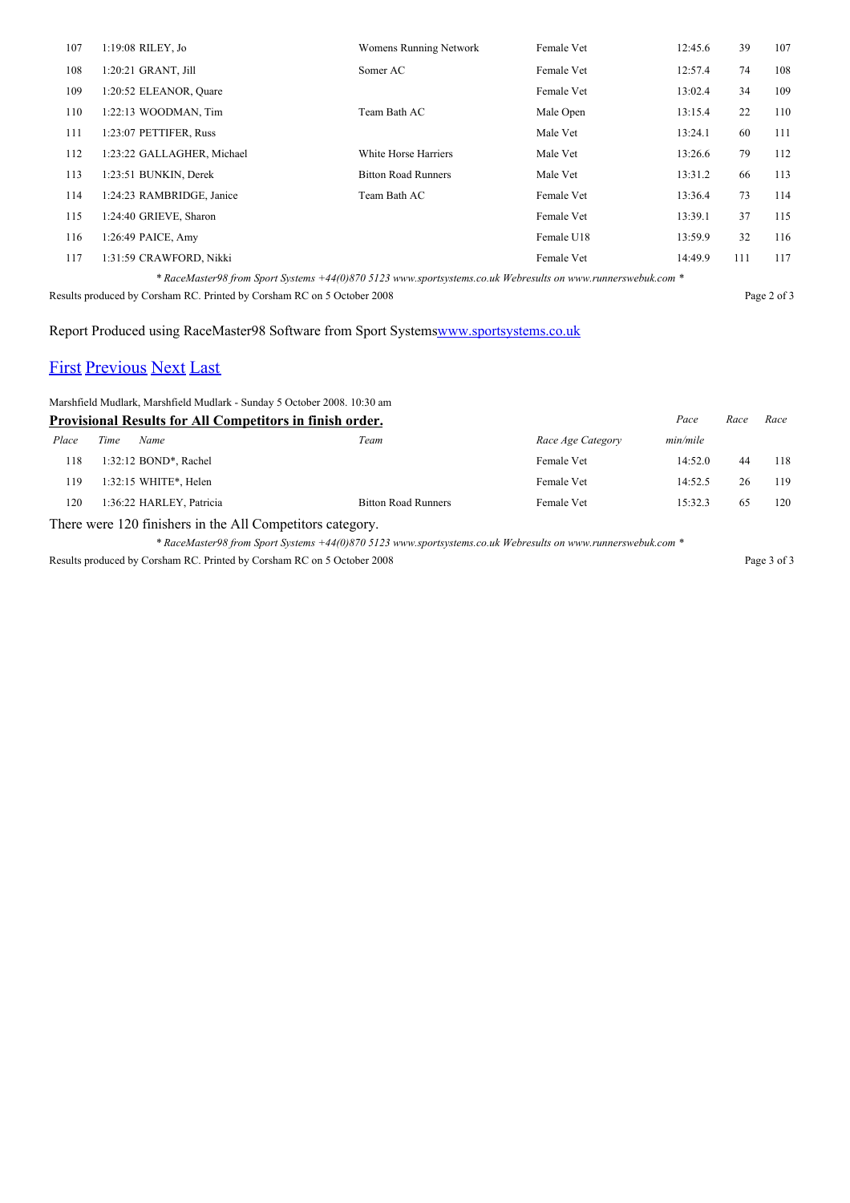| | | | | | | | |
|---|---|---|---|---|---|---|---|
| 107 | 1:19:08 | RILEY, Jo | Womens Running Network | Female Vet | 12:45.6 | 39 | 107 |
| 108 | 1:20:21 | GRANT, Jill | Somer AC | Female Vet | 12:57.4 | 74 | 108 |
| 109 | 1:20:52 | ELEANOR, Quare | | Female Vet | 13:02.4 | 34 | 109 |
| 110 | 1:22:13 | WOODMAN, Tim | Team Bath AC | Male Open | 13:15.4 | 22 | 110 |
| 111 | 1:23:07 | PETTIFER, Russ | | Male Vet | 13:24.1 | 60 | 111 |
| 112 | 1:23:22 | GALLAGHER, Michael | White Horse Harriers | Male Vet | 13:26.6 | 79 | 112 |
| 113 | 1:23:51 | BUNKIN, Derek | Bitton Road Runners | Male Vet | 13:31.2 | 66 | 113 |
| 114 | 1:24:23 | RAMBRIDGE, Janice | Team Bath AC | Female Vet | 13:36.4 | 73 | 114 |
| 115 | 1:24:40 | GRIEVE, Sharon | | Female Vet | 13:39.1 | 37 | 115 |
| 116 | 1:26:49 | PAICE, Amy | | Female U18 | 13:59.9 | 32 | 116 |
| 117 | 1:31:59 | CRAWFORD, Nikki | | Female Vet | 14:49.9 | 111 | 117 |

*\* RaceMaster98 from Sport Systems +44(0)870 5123 www.sportsystems.co.uk Webresults on www.runnerswebuk.com \**

Results produced by Corsham RC. Printed by Corsham RC on 5 October 2008

Report Produced using RaceMaster98 Software from Sport Systems[www.sportsystems.co.uk](www.sportsystems.co.uk)

[First](#) [Previous](#) [Next](#) [Last](#)

Marshfield Mudlark, Marshfield Mudlark - Sunday 5 October 2008. 10:30 am

**Provisional Results for All Competitors in finish order.**

| *Place* | *Time* | *Name* | *Team* | *Race Age Category* | *Pace min/mile* | *Race* | *Race* |
|---|---|---|---|---|---|---|---|
| 118 | 1:32:12 | BOND*, Rachel | | Female Vet | 14:52.0 | 44 | 118 |
| 119 | 1:32:15 | WHITE*, Helen | | Female Vet | 14:52.5 | 26 | 119 |
| 120 | 1:36:22 | HARLEY, Patricia | Bitton Road Runners | Female Vet | 15:32.3 | 65 | 120 |

There were 120 finishers in the All Competitors category.

*\* RaceMaster98 from Sport Systems +44(0)870 5123 www.sportsystems.co.uk Webresults on www.runnerswebuk.com \**

Results produced by Corsham RC. Printed by Corsham RC on 5 October 2008